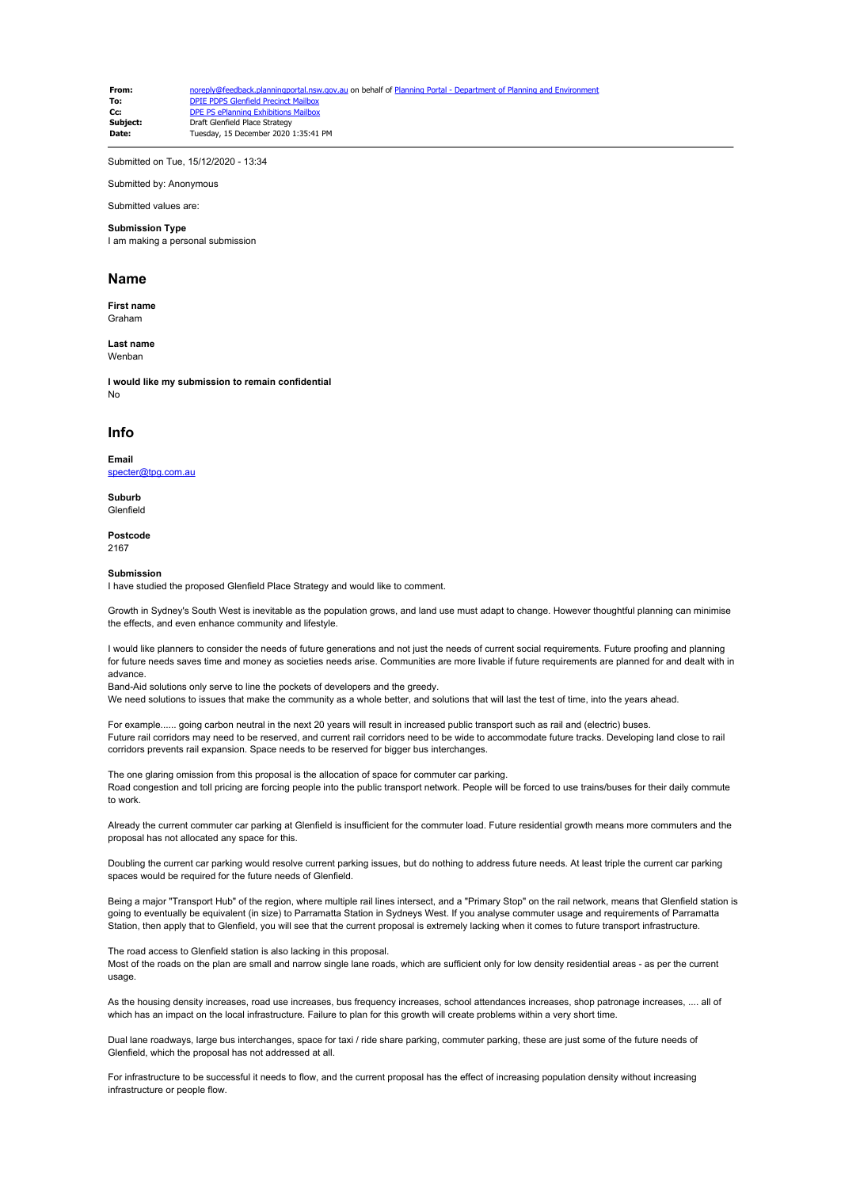| | |
|---|---|
| **From:** | noreply@feedback.planningportal.nsw.gov.au on behalf of Planning Portal - Department of Planning and Environment |
| **To:** | DPIE PDPS Glenfield Precinct Mailbox |
| **Cc:** | DPE PS ePlanning Exhibitions Mailbox |
| **Subject:** | Draft Glenfield Place Strategy |
| **Date:** | Tuesday, 15 December 2020 1:35:41 PM |

Submitted on Tue, 15/12/2020 - 13:34

Submitted by: Anonymous

Submitted values are:

**Submission Type**
I am making a personal submission

## Name

**First name**
Graham

**Last name**
Wenban

**I would like my submission to remain confidential**
No

## Info

**Email**
specter@tpg.com.au

**Suburb**
Glenfield

**Postcode**
2167

**Submission**
I have studied the proposed Glenfield Place Strategy and would like to comment.

Growth in Sydney's South West is inevitable as the population grows, and land use must adapt to change. However thoughtful planning can minimise the effects, and even enhance community and lifestyle.

I would like planners to consider the needs of future generations and not just the needs of current social requirements. Future proofing and planning for future needs saves time and money as societies needs arise. Communities are more livable if future requirements are planned for and dealt with in advance.
Band-Aid solutions only serve to line the pockets of developers and the greedy.
We need solutions to issues that make the community as a whole better, and solutions that will last the test of time, into the years ahead.

For example...... going carbon neutral in the next 20 years will result in increased public transport such as rail and (electric) buses.
Future rail corridors may need to be reserved, and current rail corridors need to be wide to accommodate future tracks. Developing land close to rail corridors prevents rail expansion. Space needs to be reserved for bigger bus interchanges.

The one glaring omission from this proposal is the allocation of space for commuter car parking.
Road congestion and toll pricing are forcing people into the public transport network. People will be forced to use trains/buses for their daily commute to work.

Already the current commuter car parking at Glenfield is insufficient for the commuter load. Future residential growth means more commuters and the proposal has not allocated any space for this.

Doubling the current car parking would resolve current parking issues, but do nothing to address future needs. At least triple the current car parking spaces would be required for the future needs of Glenfield.

Being a major "Transport Hub" of the region, where multiple rail lines intersect, and a "Primary Stop" on the rail network, means that Glenfield station is going to eventually be equivalent (in size) to Parramatta Station in Sydneys West. If you analyse commuter usage and requirements of Parramatta Station, then apply that to Glenfield, you will see that the current proposal is extremely lacking when it comes to future transport infrastructure.

The road access to Glenfield station is also lacking in this proposal.
Most of the roads on the plan are small and narrow single lane roads, which are sufficient only for low density residential areas - as per the current usage.

As the housing density increases, road use increases, bus frequency increases, school attendances increases, shop patronage increases, .... all of which has an impact on the local infrastructure. Failure to plan for this growth will create problems within a very short time.

Dual lane roadways, large bus interchanges, space for taxi / ride share parking, commuter parking, these are just some of the future needs of Glenfield, which the proposal has not addressed at all.

For infrastructure to be successful it needs to flow, and the current proposal has the effect of increasing population density without increasing infrastructure or people flow.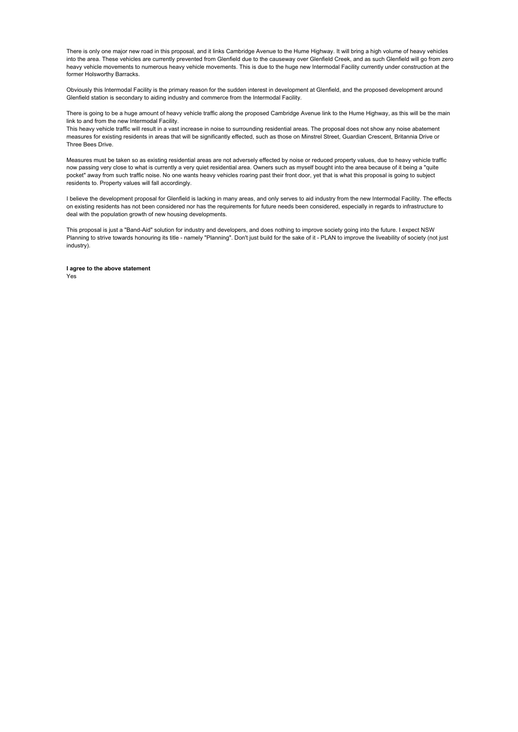There is only one major new road in this proposal, and it links Cambridge Avenue to the Hume Highway. It will bring a high volume of heavy vehicles into the area. These vehicles are currently prevented from Glenfield due to the causeway over Glenfield Creek, and as such Glenfield will go from zero heavy vehicle movements to numerous heavy vehicle movements. This is due to the huge new Intermodal Facility currently under construction at the former Holsworthy Barracks.

Obviously this Intermodal Facility is the primary reason for the sudden interest in development at Glenfield, and the proposed development around Glenfield station is secondary to aiding industry and commerce from the Intermodal Facility.

There is going to be a huge amount of heavy vehicle traffic along the proposed Cambridge Avenue link to the Hume Highway, as this will be the main link to and from the new Intermodal Facility.
This heavy vehicle traffic will result in a vast increase in noise to surrounding residential areas. The proposal does not show any noise abatement measures for existing residents in areas that will be significantly effected, such as those on Minstrel Street, Guardian Crescent, Britannia Drive or Three Bees Drive.

Measures must be taken so as existing residential areas are not adversely effected by noise or reduced property values, due to heavy vehicle traffic now passing very close to what is currently a very quiet residential area. Owners such as myself bought into the area because of it being a "quite pocket" away from such traffic noise. No one wants heavy vehicles roaring past their front door, yet that is what this proposal is going to subject residents to. Property values will fall accordingly.

I believe the development proposal for Glenfield is lacking in many areas, and only serves to aid industry from the new Intermodal Facility. The effects on existing residents has not been considered nor has the requirements for future needs been considered, especially in regards to infrastructure to deal with the population growth of new housing developments.

This proposal is just a "Band-Aid" solution for industry and developers, and does nothing to improve society going into the future. I expect NSW Planning to strive towards honouring its title - namely "Planning". Don't just build for the sake of it - PLAN to improve the liveability of society (not just industry).

**I agree to the above statement**
Yes